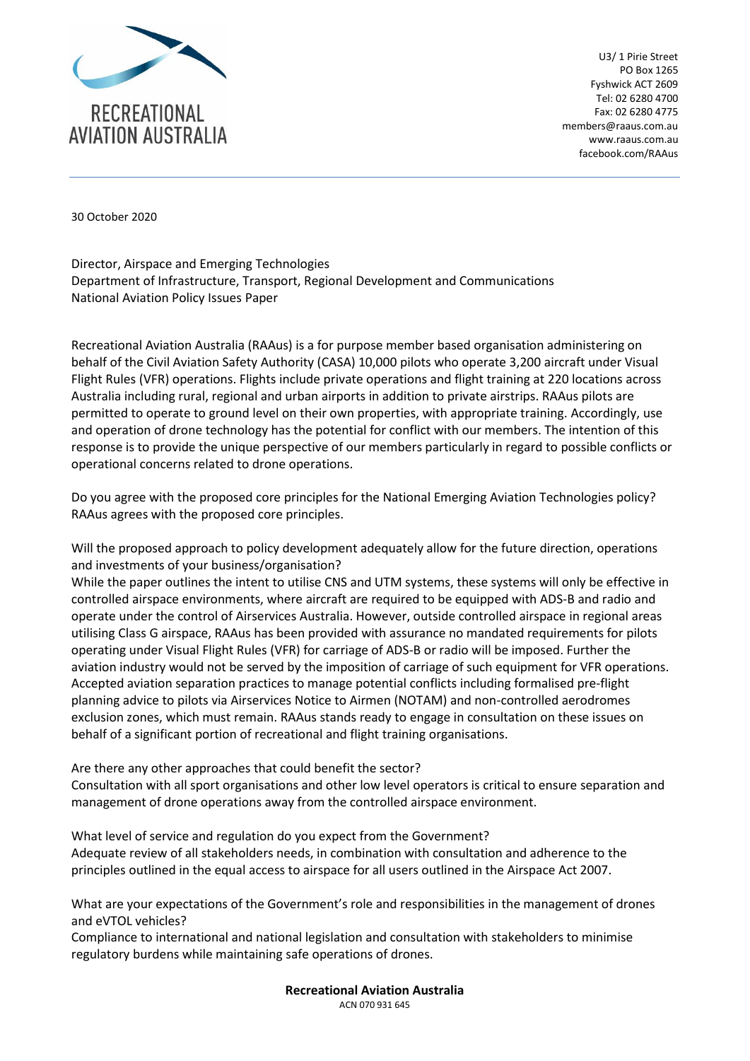RECREATIONAL AVIATION AUSTRALIA

U3/ 1 Pirie Street
PO Box 1265
Fyshwick ACT 2609
Tel: 02 6280 4700
Fax: 02 6280 4775
members@raaus.com.au
www.raaus.com.au
facebook.com/RAAus

30 October 2020

Director, Airspace and Emerging Technologies
Department of Infrastructure, Transport, Regional Development and Communications
National Aviation Policy Issues Paper

Recreational Aviation Australia (RAAus) is a for purpose member based organisation administering on behalf of the Civil Aviation Safety Authority (CASA) 10,000 pilots who operate 3,200 aircraft under Visual Flight Rules (VFR) operations. Flights include private operations and flight training at 220 locations across Australia including rural, regional and urban airports in addition to private airstrips. RAAus pilots are permitted to operate to ground level on their own properties, with appropriate training. Accordingly, use and operation of drone technology has the potential for conflict with our members. The intention of this response is to provide the unique perspective of our members particularly in regard to possible conflicts or operational concerns related to drone operations.

Do you agree with the proposed core principles for the National Emerging Aviation Technologies policy?
RAAus agrees with the proposed core principles.

Will the proposed approach to policy development adequately allow for the future direction, operations and investments of your business/organisation?
While the paper outlines the intent to utilise CNS and UTM systems, these systems will only be effective in controlled airspace environments, where aircraft are required to be equipped with ADS-B and radio and operate under the control of Airservices Australia. However, outside controlled airspace in regional areas utilising Class G airspace, RAAus has been provided with assurance no mandated requirements for pilots operating under Visual Flight Rules (VFR) for carriage of ADS-B or radio will be imposed. Further the aviation industry would not be served by the imposition of carriage of such equipment for VFR operations. Accepted aviation separation practices to manage potential conflicts including formalised pre-flight planning advice to pilots via Airservices Notice to Airmen (NOTAM) and non-controlled aerodromes exclusion zones, which must remain. RAAus stands ready to engage in consultation on these issues on behalf of a significant portion of recreational and flight training organisations.

Are there any other approaches that could benefit the sector?
Consultation with all sport organisations and other low level operators is critical to ensure separation and management of drone operations away from the controlled airspace environment.

What level of service and regulation do you expect from the Government?
Adequate review of all stakeholders needs, in combination with consultation and adherence to the principles outlined in the equal access to airspace for all users outlined in the Airspace Act 2007.

What are your expectations of the Government's role and responsibilities in the management of drones and eVTOL vehicles?
Compliance to international and national legislation and consultation with stakeholders to minimise regulatory burdens while maintaining safe operations of drones.

**Recreational Aviation Australia**
ACN 070 931 645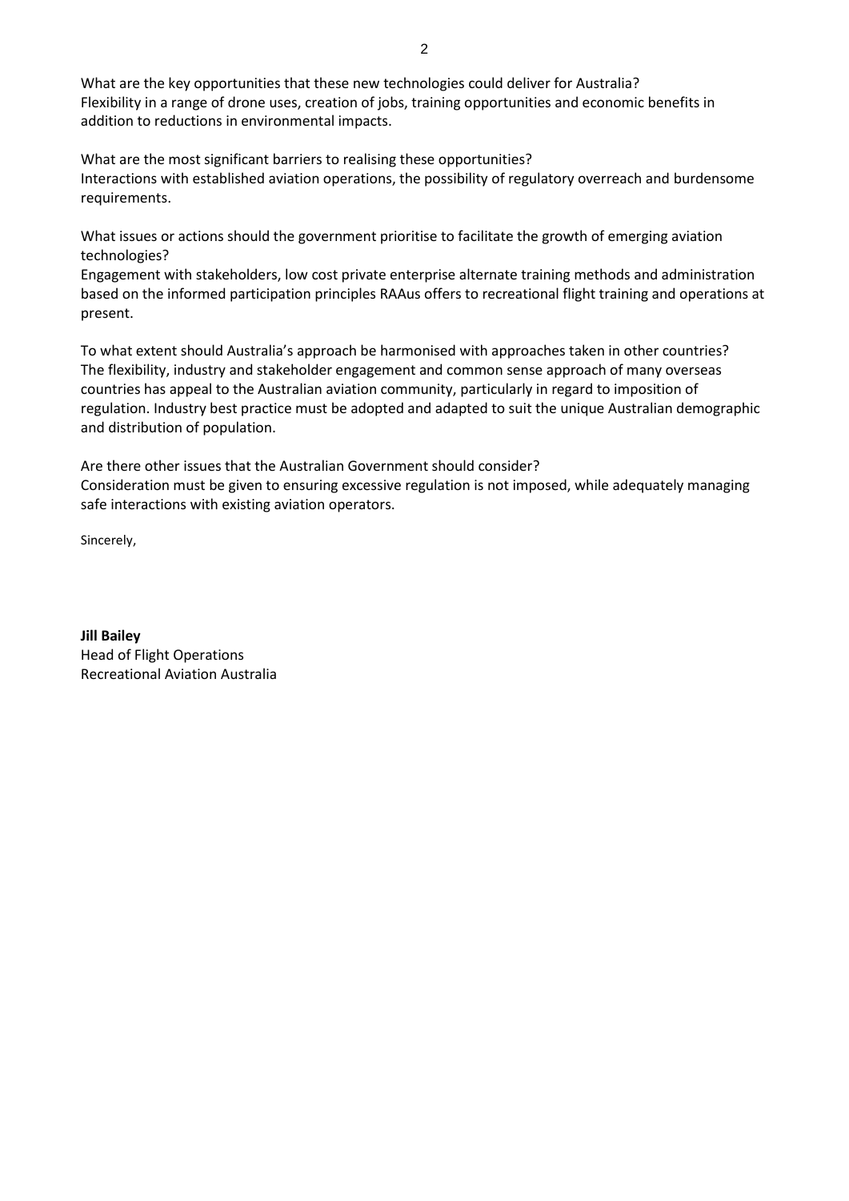What are the key opportunities that these new technologies could deliver for Australia?
Flexibility in a range of drone uses, creation of jobs, training opportunities and economic benefits in addition to reductions in environmental impacts.

What are the most significant barriers to realising these opportunities?
Interactions with established aviation operations, the possibility of regulatory overreach and burdensome requirements.

What issues or actions should the government prioritise to facilitate the growth of emerging aviation technologies?
Engagement with stakeholders, low cost private enterprise alternate training methods and administration based on the informed participation principles RAAus offers to recreational flight training and operations at present.

To what extent should Australia's approach be harmonised with approaches taken in other countries?
The flexibility, industry and stakeholder engagement and common sense approach of many overseas countries has appeal to the Australian aviation community, particularly in regard to imposition of regulation. Industry best practice must be adopted and adapted to suit the unique Australian demographic and distribution of population.

Are there other issues that the Australian Government should consider?
Consideration must be given to ensuring excessive regulation is not imposed, while adequately managing safe interactions with existing aviation operators.

Sincerely,

**Jill Bailey**
Head of Flight Operations
Recreational Aviation Australia